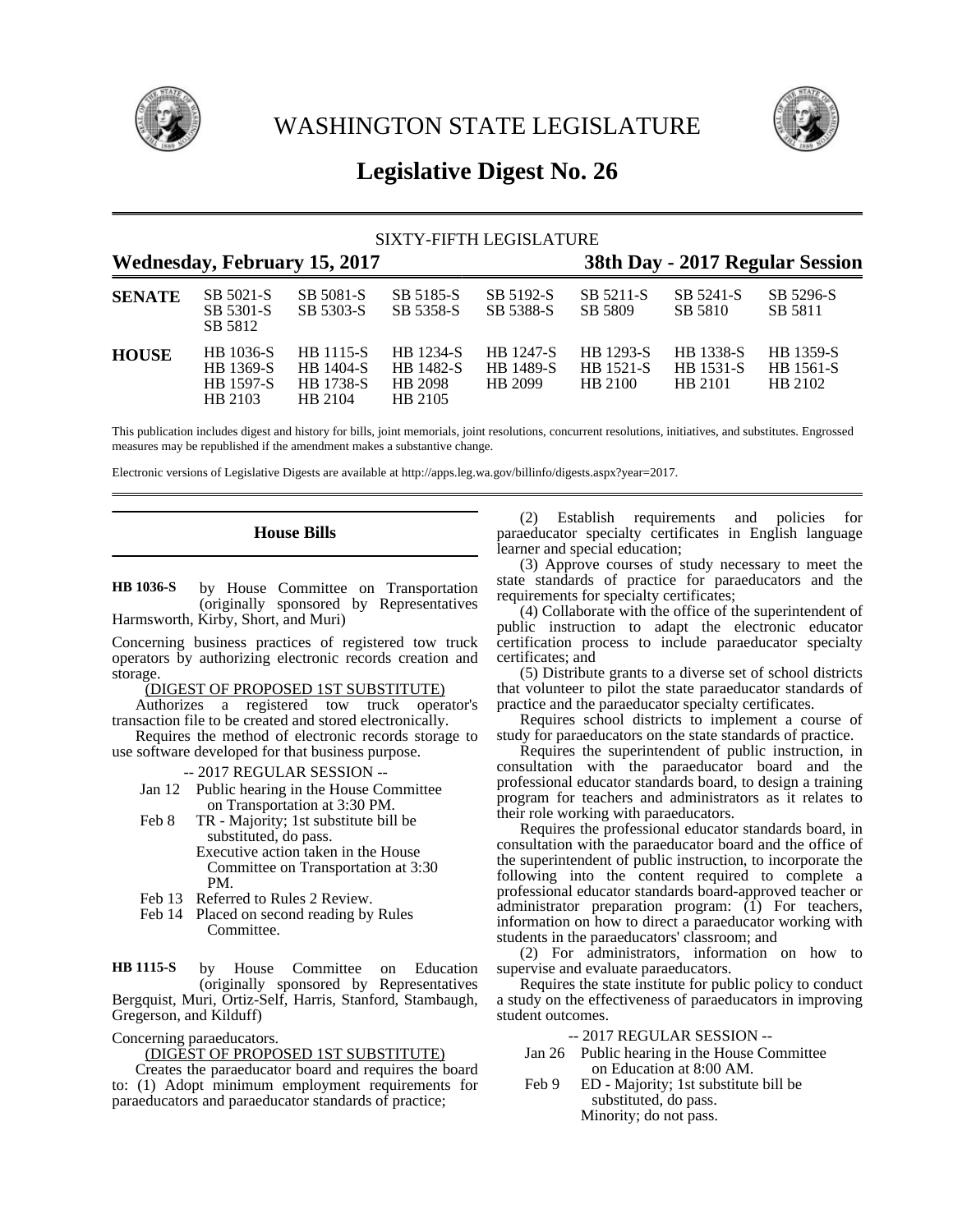# WASHINGTON STATE LEGISLATURE

## Legislative Digest No. 26

SIXTY-FIFTH LEGISLATURE

**Wednesday, February 15, 2017** — **38th Day - 2017 Regular Session**

| | | | | | | | |
|---|---|---|---|---|---|---|---|
| **SENATE** | SB 5021-S | SB 5081-S | SB 5185-S | SB 5192-S | SB 5211-S | SB 5241-S | SB 5296-S |
| | SB 5301-S | SB 5303-S | SB 5358-S | SB 5388-S | SB 5809 | SB 5810 | SB 5811 |
| | SB 5812 | | | | | | |
| **HOUSE** | HB 1036-S | HB 1115-S | HB 1234-S | HB 1247-S | HB 1293-S | HB 1338-S | HB 1359-S |
| | HB 1369-S | HB 1404-S | HB 1482-S | HB 1489-S | HB 1521-S | HB 1531-S | HB 1561-S |
| | HB 1597-S | HB 1738-S | HB 2098 | HB 2099 | HB 2100 | HB 2101 | HB 2102 |
| | HB 2103 | HB 2104 | HB 2105 | | | | |

This publication includes digest and history for bills, joint memorials, joint resolutions, concurrent resolutions, initiatives, and substitutes. Engrossed measures may be republished if the amendment makes a substantive change.

Electronic versions of Legislative Digests are available at http://apps.leg.wa.gov/billinfo/digests.aspx?year=2017.

### House Bills

**HB 1036-S** by House Committee on Transportation (originally sponsored by Representatives Harmsworth, Kirby, Short, and Muri)

Concerning business practices of registered tow truck operators by authorizing electronic records creation and storage.

(DIGEST OF PROPOSED 1ST SUBSTITUTE)

Authorizes a registered tow truck operator's transaction file to be created and stored electronically.

Requires the method of electronic records storage to use software developed for that business purpose.

-- 2017 REGULAR SESSION --

Jan 12 Public hearing in the House Committee on Transportation at 3:30 PM.

Feb 8 TR - Majority; 1st substitute bill be substituted, do pass.
Executive action taken in the House Committee on Transportation at 3:30 PM.

Feb 13 Referred to Rules 2 Review.

Feb 14 Placed on second reading by Rules Committee.

**HB 1115-S** by House Committee on Education (originally sponsored by Representatives Bergquist, Muri, Ortiz-Self, Harris, Stanford, Stambaugh, Gregerson, and Kilduff)

Concerning paraeducators.

(DIGEST OF PROPOSED 1ST SUBSTITUTE)

Creates the paraeducator board and requires the board to: (1) Adopt minimum employment requirements for paraeducators and paraeducator standards of practice;

(2) Establish requirements and policies for paraeducator specialty certificates in English language learner and special education;

(3) Approve courses of study necessary to meet the state standards of practice for paraeducators and the requirements for specialty certificates;

(4) Collaborate with the office of the superintendent of public instruction to adapt the electronic educator certification process to include paraeducator specialty certificates; and

(5) Distribute grants to a diverse set of school districts that volunteer to pilot the state paraeducator standards of practice and the paraeducator specialty certificates.

Requires school districts to implement a course of study for paraeducators on the state standards of practice.

Requires the superintendent of public instruction, in consultation with the paraeducator board and the professional educator standards board, to design a training program for teachers and administrators as it relates to their role working with paraeducators.

Requires the professional educator standards board, in consultation with the paraeducator board and the office of the superintendent of public instruction, to incorporate the following into the content required to complete a professional educator standards board-approved teacher or administrator preparation program: (1) For teachers, information on how to direct a paraeducator working with students in the paraeducators' classroom; and

(2) For administrators, information on how to supervise and evaluate paraeducators.

Requires the state institute for public policy to conduct a study on the effectiveness of paraeducators in improving student outcomes.

-- 2017 REGULAR SESSION --

Jan 26 Public hearing in the House Committee on Education at 8:00 AM.

Feb 9 ED - Majority; 1st substitute bill be substituted, do pass.
Minority; do not pass.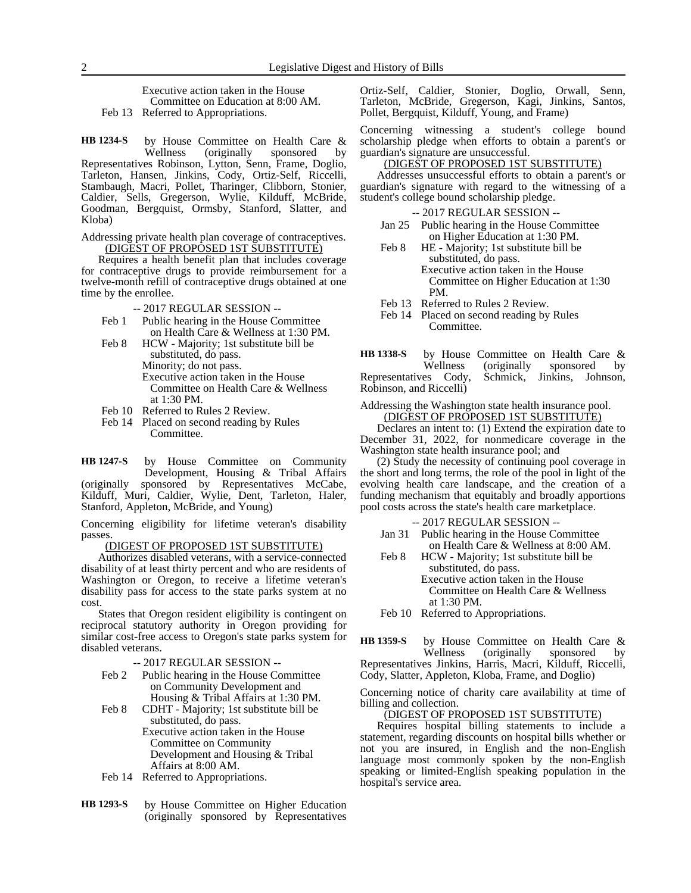Executive action taken in the House Committee on Education at 8:00 AM.
Feb 13 Referred to Appropriations.

**HB 1234-S** by House Committee on Health Care & Wellness (originally sponsored by Representatives Robinson, Lytton, Senn, Frame, Doglio, Tarleton, Hansen, Jinkins, Cody, Ortiz-Self, Riccelli, Stambaugh, Macri, Pollet, Tharinger, Clibborn, Stonier, Caldier, Sells, Gregerson, Wylie, Kilduff, McBride, Goodman, Bergquist, Ormsby, Stanford, Slatter, and Kloba)

Addressing private health plan coverage of contraceptives.

(DIGEST OF PROPOSED 1ST SUBSTITUTE)

Requires a health benefit plan that includes coverage for contraceptive drugs to provide reimbursement for a twelve-month refill of contraceptive drugs obtained at one time by the enrollee.

-- 2017 REGULAR SESSION --

Feb 1 Public hearing in the House Committee on Health Care & Wellness at 1:30 PM.
Feb 8 HCW - Majority; 1st substitute bill be substituted, do pass.
Minority; do not pass.
Executive action taken in the House Committee on Health Care & Wellness at 1:30 PM.
Feb 10 Referred to Rules 2 Review.
Feb 14 Placed on second reading by Rules Committee.

**HB 1247-S** by House Committee on Community Development, Housing & Tribal Affairs (originally sponsored by Representatives McCabe, Kilduff, Muri, Caldier, Wylie, Dent, Tarleton, Haler, Stanford, Appleton, McBride, and Young)

Concerning eligibility for lifetime veteran's disability passes.

(DIGEST OF PROPOSED 1ST SUBSTITUTE)

Authorizes disabled veterans, with a service-connected disability of at least thirty percent and who are residents of Washington or Oregon, to receive a lifetime veteran's disability pass for access to the state parks system at no cost.

States that Oregon resident eligibility is contingent on reciprocal statutory authority in Oregon providing for similar cost-free access to Oregon's state parks system for disabled veterans.

-- 2017 REGULAR SESSION --

Feb 2 Public hearing in the House Committee on Community Development and Housing & Tribal Affairs at 1:30 PM.
Feb 8 CDHT - Majority; 1st substitute bill be substituted, do pass.
Executive action taken in the House Committee on Community Development and Housing & Tribal Affairs at 8:00 AM.
Feb 14 Referred to Appropriations.

**HB 1293-S** by House Committee on Higher Education (originally sponsored by Representatives Ortiz-Self, Caldier, Stonier, Doglio, Orwall, Senn, Tarleton, McBride, Gregerson, Kagi, Jinkins, Santos, Pollet, Bergquist, Kilduff, Young, and Frame)

Concerning witnessing a student's college bound scholarship pledge when efforts to obtain a parent's or guardian's signature are unsuccessful.

(DIGEST OF PROPOSED 1ST SUBSTITUTE)

Addresses unsuccessful efforts to obtain a parent's or guardian's signature with regard to the witnessing of a student's college bound scholarship pledge.

-- 2017 REGULAR SESSION --

Jan 25 Public hearing in the House Committee on Higher Education at 1:30 PM.
Feb 8 HE - Majority; 1st substitute bill be substituted, do pass.
Executive action taken in the House Committee on Higher Education at 1:30 PM.
Feb 13 Referred to Rules 2 Review.
Feb 14 Placed on second reading by Rules Committee.

**HB 1338-S** by House Committee on Health Care & Wellness (originally sponsored by Representatives Cody, Schmick, Jinkins, Johnson, Robinson, and Riccelli)

Addressing the Washington state health insurance pool.

(DIGEST OF PROPOSED 1ST SUBSTITUTE)

Declares an intent to: (1) Extend the expiration date to December 31, 2022, for nonmedicare coverage in the Washington state health insurance pool; and

(2) Study the necessity of continuing pool coverage in the short and long terms, the role of the pool in light of the evolving health care landscape, and the creation of a funding mechanism that equitably and broadly apportions pool costs across the state's health care marketplace.

-- 2017 REGULAR SESSION --

Jan 31 Public hearing in the House Committee on Health Care & Wellness at 8:00 AM.
Feb 8 HCW - Majority; 1st substitute bill be substituted, do pass.
Executive action taken in the House Committee on Health Care & Wellness at 1:30 PM.
Feb 10 Referred to Appropriations.

**HB 1359-S** by House Committee on Health Care & Wellness (originally sponsored by Representatives Jinkins, Harris, Macri, Kilduff, Riccelli, Cody, Slatter, Appleton, Kloba, Frame, and Doglio)

Concerning notice of charity care availability at time of billing and collection.

(DIGEST OF PROPOSED 1ST SUBSTITUTE)

Requires hospital billing statements to include a statement, regarding discounts on hospital bills whether or not you are insured, in English and the non-English language most commonly spoken by the non-English speaking or limited-English speaking population in the hospital's service area.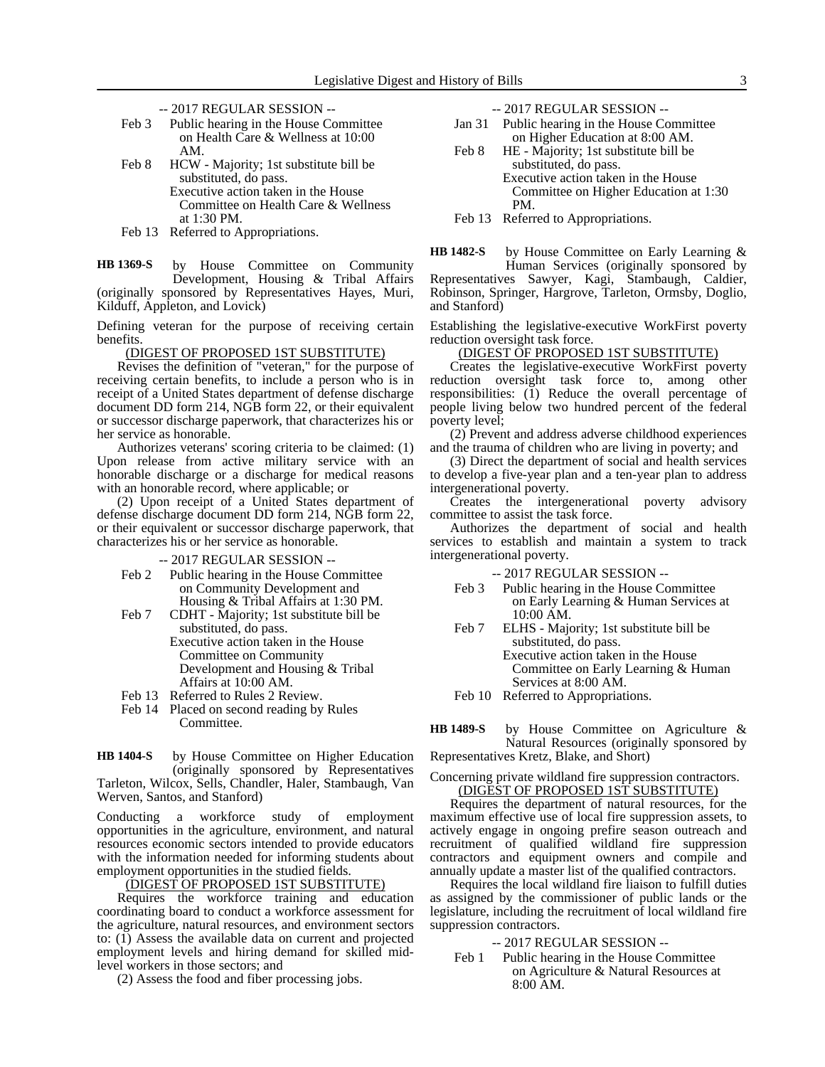-- 2017 REGULAR SESSION --

Feb 3 Public hearing in the House Committee on Health Care & Wellness at 10:00 AM.

Feb 8 HCW - Majority; 1st substitute bill be substituted, do pass.
Executive action taken in the House Committee on Health Care & Wellness at 1:30 PM.

Feb 13 Referred to Appropriations.

**HB 1369-S** by House Committee on Community Development, Housing & Tribal Affairs (originally sponsored by Representatives Hayes, Muri, Kilduff, Appleton, and Lovick)

Defining veteran for the purpose of receiving certain benefits.

(DIGEST OF PROPOSED 1ST SUBSTITUTE)

Revises the definition of "veteran," for the purpose of receiving certain benefits, to include a person who is in receipt of a United States department of defense discharge document DD form 214, NGB form 22, or their equivalent or successor discharge paperwork, that characterizes his or her service as honorable.

Authorizes veterans' scoring criteria to be claimed: (1) Upon release from active military service with an honorable discharge or a discharge for medical reasons with an honorable record, where applicable; or

(2) Upon receipt of a United States department of defense discharge document DD form 214, NGB form 22, or their equivalent or successor discharge paperwork, that characterizes his or her service as honorable.

-- 2017 REGULAR SESSION --

Feb 2 Public hearing in the House Committee on Community Development and Housing & Tribal Affairs at 1:30 PM.

Feb 7 CDHT - Majority; 1st substitute bill be substituted, do pass.
Executive action taken in the House Committee on Community Development and Housing & Tribal Affairs at 10:00 AM.

Feb 13 Referred to Rules 2 Review.

Feb 14 Placed on second reading by Rules Committee.

**HB 1404-S** by House Committee on Higher Education (originally sponsored by Representatives Tarleton, Wilcox, Sells, Chandler, Haler, Stambaugh, Van Werven, Santos, and Stanford)

Conducting a workforce study of employment opportunities in the agriculture, environment, and natural resources economic sectors intended to provide educators with the information needed for informing students about employment opportunities in the studied fields.

(DIGEST OF PROPOSED 1ST SUBSTITUTE)

Requires the workforce training and education coordinating board to conduct a workforce assessment for the agriculture, natural resources, and environment sectors to: (1) Assess the available data on current and projected employment levels and hiring demand for skilled mid-level workers in those sectors; and

(2) Assess the food and fiber processing jobs.

-- 2017 REGULAR SESSION --

Jan 31 Public hearing in the House Committee on Higher Education at 8:00 AM.

Feb 8 HE - Majority; 1st substitute bill be substituted, do pass.
Executive action taken in the House Committee on Higher Education at 1:30 PM.

Feb 13 Referred to Appropriations.

**HB 1482-S** by House Committee on Early Learning & Human Services (originally sponsored by Representatives Sawyer, Kagi, Stambaugh, Caldier, Robinson, Springer, Hargrove, Tarleton, Ormsby, Doglio, and Stanford)

Establishing the legislative-executive WorkFirst poverty reduction oversight task force.

(DIGEST OF PROPOSED 1ST SUBSTITUTE)

Creates the legislative-executive WorkFirst poverty reduction oversight task force to, among other responsibilities: (1) Reduce the overall percentage of people living below two hundred percent of the federal poverty level;

(2) Prevent and address adverse childhood experiences and the trauma of children who are living in poverty; and

(3) Direct the department of social and health services to develop a five-year plan and a ten-year plan to address intergenerational poverty.

Creates the intergenerational poverty advisory committee to assist the task force.

Authorizes the department of social and health services to establish and maintain a system to track intergenerational poverty.

-- 2017 REGULAR SESSION --

Feb 3 Public hearing in the House Committee on Early Learning & Human Services at 10:00 AM.

Feb 7 ELHS - Majority; 1st substitute bill be substituted, do pass.
Executive action taken in the House Committee on Early Learning & Human Services at 8:00 AM.

Feb 10 Referred to Appropriations.

**HB 1489-S** by House Committee on Agriculture & Natural Resources (originally sponsored by Representatives Kretz, Blake, and Short)

Concerning private wildland fire suppression contractors.

(DIGEST OF PROPOSED 1ST SUBSTITUTE)

Requires the department of natural resources, for the maximum effective use of local fire suppression assets, to actively engage in ongoing prefire season outreach and recruitment of qualified wildland fire suppression contractors and equipment owners and compile and annually update a master list of the qualified contractors.

Requires the local wildland fire liaison to fulfill duties as assigned by the commissioner of public lands or the legislature, including the recruitment of local wildland fire suppression contractors.

-- 2017 REGULAR SESSION --

Feb 1 Public hearing in the House Committee on Agriculture & Natural Resources at 8:00 AM.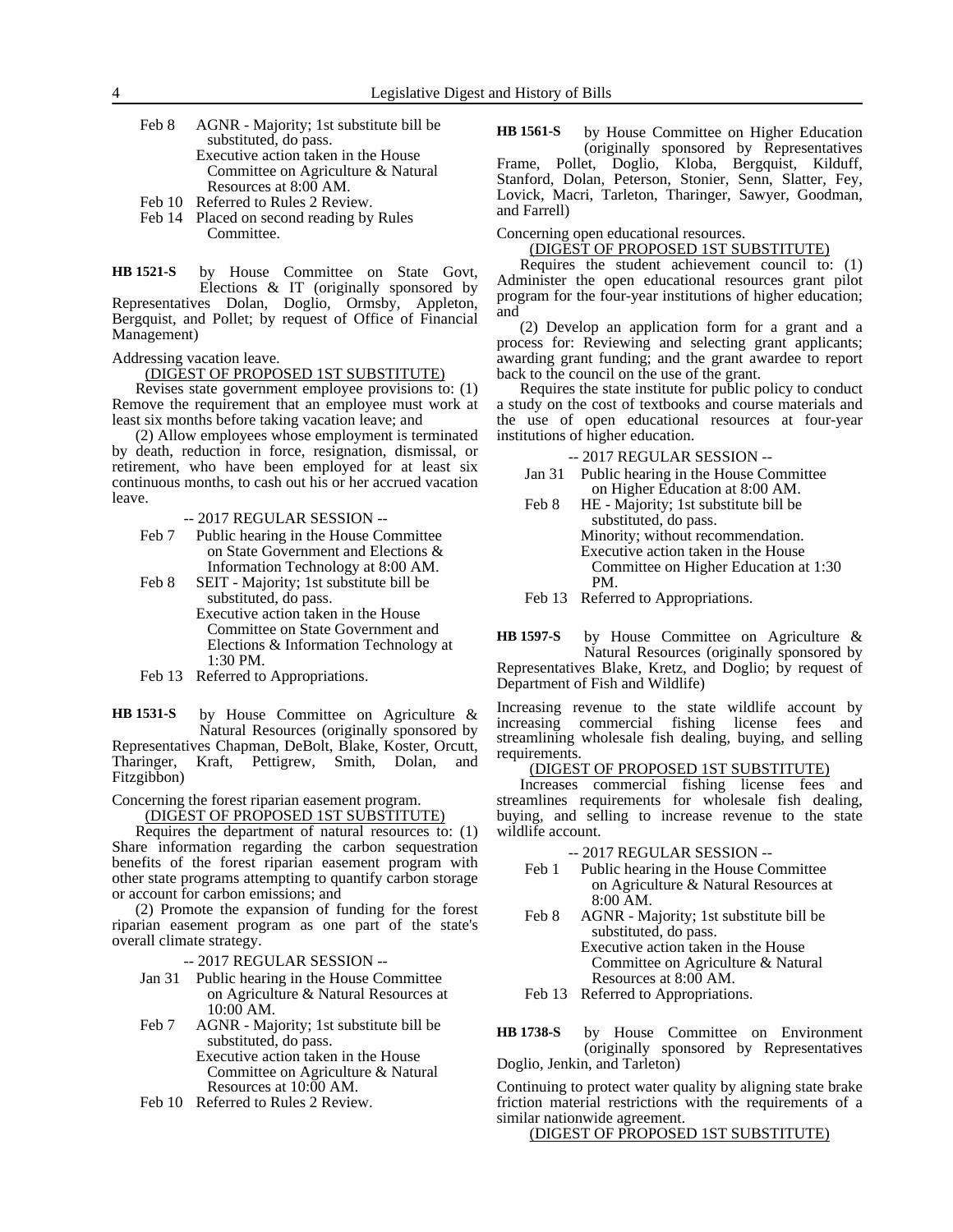Feb 8 AGNR - Majority; 1st substitute bill be substituted, do pass.
Executive action taken in the House Committee on Agriculture & Natural Resources at 8:00 AM.

Feb 10 Referred to Rules 2 Review.

Feb 14 Placed on second reading by Rules Committee.

**HB 1521-S** by House Committee on State Govt, Elections & IT (originally sponsored by Representatives Dolan, Doglio, Ormsby, Appleton, Bergquist, and Pollet; by request of Office of Financial Management)

Addressing vacation leave.

(DIGEST OF PROPOSED 1ST SUBSTITUTE)

Revises state government employee provisions to: (1) Remove the requirement that an employee must work at least six months before taking vacation leave; and

(2) Allow employees whose employment is terminated by death, reduction in force, resignation, dismissal, or retirement, who have been employed for at least six continuous months, to cash out his or her accrued vacation leave.

-- 2017 REGULAR SESSION --

Feb 7 Public hearing in the House Committee on State Government and Elections & Information Technology at 8:00 AM.

Feb 8 SEIT - Majority; 1st substitute bill be substituted, do pass.
Executive action taken in the House Committee on State Government and Elections & Information Technology at 1:30 PM.

Feb 13 Referred to Appropriations.

**HB 1531-S** by House Committee on Agriculture & Natural Resources (originally sponsored by Representatives Chapman, DeBolt, Blake, Koster, Orcutt, Tharinger, Kraft, Pettigrew, Smith, Dolan, and Fitzgibbon)

Concerning the forest riparian easement program.

(DIGEST OF PROPOSED 1ST SUBSTITUTE)

Requires the department of natural resources to: (1) Share information regarding the carbon sequestration benefits of the forest riparian easement program with other state programs attempting to quantify carbon storage or account for carbon emissions; and

(2) Promote the expansion of funding for the forest riparian easement program as one part of the state's overall climate strategy.

-- 2017 REGULAR SESSION --

Jan 31 Public hearing in the House Committee on Agriculture & Natural Resources at 10:00 AM.

Feb 7 AGNR - Majority; 1st substitute bill be substituted, do pass.
Executive action taken in the House Committee on Agriculture & Natural Resources at 10:00 AM.

Feb 10 Referred to Rules 2 Review.

**HB 1561-S** by House Committee on Higher Education (originally sponsored by Representatives Frame, Pollet, Doglio, Kloba, Bergquist, Kilduff, Stanford, Dolan, Peterson, Stonier, Senn, Slatter, Fey, Lovick, Macri, Tarleton, Tharinger, Sawyer, Goodman, and Farrell)

Concerning open educational resources.

(DIGEST OF PROPOSED 1ST SUBSTITUTE)

Requires the student achievement council to: (1) Administer the open educational resources grant pilot program for the four-year institutions of higher education; and

(2) Develop an application form for a grant and a process for: Reviewing and selecting grant applicants; awarding grant funding; and the grant awardee to report back to the council on the use of the grant.

Requires the state institute for public policy to conduct a study on the cost of textbooks and course materials and the use of open educational resources at four-year institutions of higher education.

-- 2017 REGULAR SESSION --

Jan 31 Public hearing in the House Committee on Higher Education at 8:00 AM.

Feb 8 HE - Majority; 1st substitute bill be substituted, do pass.
Minority; without recommendation.
Executive action taken in the House Committee on Higher Education at 1:30 PM.

Feb 13 Referred to Appropriations.

**HB 1597-S** by House Committee on Agriculture & Natural Resources (originally sponsored by Representatives Blake, Kretz, and Doglio; by request of Department of Fish and Wildlife)

Increasing revenue to the state wildlife account by increasing commercial fishing license fees and streamlining wholesale fish dealing, buying, and selling requirements.

(DIGEST OF PROPOSED 1ST SUBSTITUTE)

Increases commercial fishing license fees and streamlines requirements for wholesale fish dealing, buying, and selling to increase revenue to the state wildlife account.

-- 2017 REGULAR SESSION --

Feb 1 Public hearing in the House Committee on Agriculture & Natural Resources at 8:00 AM.

Feb 8 AGNR - Majority; 1st substitute bill be substituted, do pass.
Executive action taken in the House Committee on Agriculture & Natural Resources at 8:00 AM.

Feb 13 Referred to Appropriations.

**HB 1738-S** by House Committee on Environment (originally sponsored by Representatives Doglio, Jenkin, and Tarleton)

Continuing to protect water quality by aligning state brake friction material restrictions with the requirements of a similar nationwide agreement.

(DIGEST OF PROPOSED 1ST SUBSTITUTE)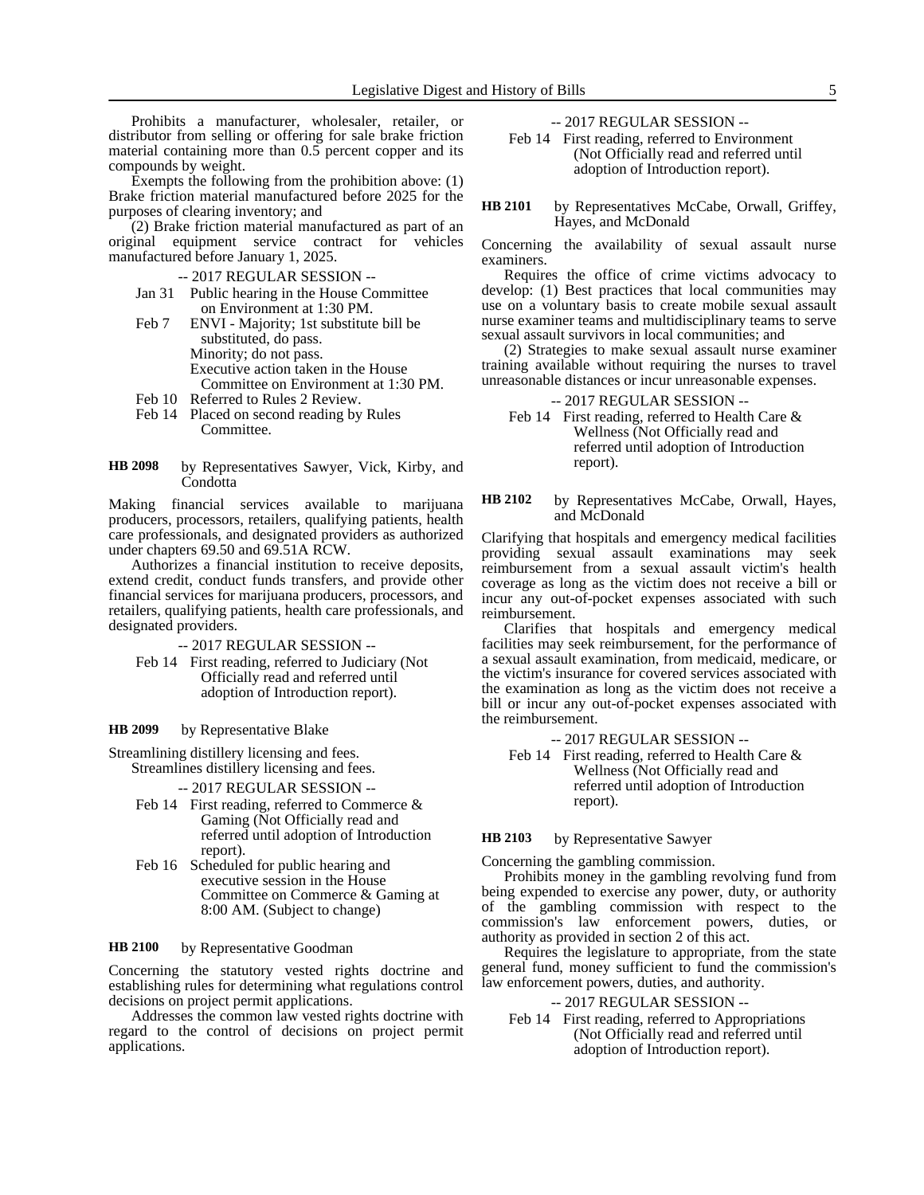Prohibits a manufacturer, wholesaler, retailer, or distributor from selling or offering for sale brake friction material containing more than 0.5 percent copper and its compounds by weight.

Exempts the following from the prohibition above: (1) Brake friction material manufactured before 2025 for the purposes of clearing inventory; and

(2) Brake friction material manufactured as part of an original equipment service contract for vehicles manufactured before January 1, 2025.

-- 2017 REGULAR SESSION --

Jan 31 Public hearing in the House Committee on Environment at 1:30 PM.

Feb 7 ENVI - Majority; 1st substitute bill be substituted, do pass.
Minority; do not pass.
Executive action taken in the House Committee on Environment at 1:30 PM.

Feb 10 Referred to Rules 2 Review.

Feb 14 Placed on second reading by Rules Committee.

**HB 2098** by Representatives Sawyer, Vick, Kirby, and Condotta

Making financial services available to marijuana producers, processors, retailers, qualifying patients, health care professionals, and designated providers as authorized under chapters 69.50 and 69.51A RCW.

Authorizes a financial institution to receive deposits, extend credit, conduct funds transfers, and provide other financial services for marijuana producers, processors, and retailers, qualifying patients, health care professionals, and designated providers.

-- 2017 REGULAR SESSION --

Feb 14 First reading, referred to Judiciary (Not Officially read and referred until adoption of Introduction report).

**HB 2099** by Representative Blake

Streamlining distillery licensing and fees.

Streamlines distillery licensing and fees.

-- 2017 REGULAR SESSION --

Feb 14 First reading, referred to Commerce & Gaming (Not Officially read and referred until adoption of Introduction report).

Feb 16 Scheduled for public hearing and executive session in the House Committee on Commerce & Gaming at 8:00 AM. (Subject to change)

**HB 2100** by Representative Goodman

Concerning the statutory vested rights doctrine and establishing rules for determining what regulations control decisions on project permit applications.

Addresses the common law vested rights doctrine with regard to the control of decisions on project permit applications.

-- 2017 REGULAR SESSION --

Feb 14 First reading, referred to Environment (Not Officially read and referred until adoption of Introduction report).

**HB 2101** by Representatives McCabe, Orwall, Griffey, Hayes, and McDonald

Concerning the availability of sexual assault nurse examiners.

Requires the office of crime victims advocacy to develop: (1) Best practices that local communities may use on a voluntary basis to create mobile sexual assault nurse examiner teams and multidisciplinary teams to serve sexual assault survivors in local communities; and

(2) Strategies to make sexual assault nurse examiner training available without requiring the nurses to travel unreasonable distances or incur unreasonable expenses.

-- 2017 REGULAR SESSION --

Feb 14 First reading, referred to Health Care & Wellness (Not Officially read and referred until adoption of Introduction report).

**HB 2102** by Representatives McCabe, Orwall, Hayes, and McDonald

Clarifying that hospitals and emergency medical facilities providing sexual assault examinations may seek reimbursement from a sexual assault victim's health coverage as long as the victim does not receive a bill or incur any out-of-pocket expenses associated with such reimbursement.

Clarifies that hospitals and emergency medical facilities may seek reimbursement, for the performance of a sexual assault examination, from medicaid, medicare, or the victim's insurance for covered services associated with the examination as long as the victim does not receive a bill or incur any out-of-pocket expenses associated with the reimbursement.

-- 2017 REGULAR SESSION --

Feb 14 First reading, referred to Health Care & Wellness (Not Officially read and referred until adoption of Introduction report).

**HB 2103** by Representative Sawyer

Concerning the gambling commission.

Prohibits money in the gambling revolving fund from being expended to exercise any power, duty, or authority of the gambling commission with respect to the commission's law enforcement powers, duties, or authority as provided in section 2 of this act.

Requires the legislature to appropriate, from the state general fund, money sufficient to fund the commission's law enforcement powers, duties, and authority.

-- 2017 REGULAR SESSION --

Feb 14 First reading, referred to Appropriations (Not Officially read and referred until adoption of Introduction report).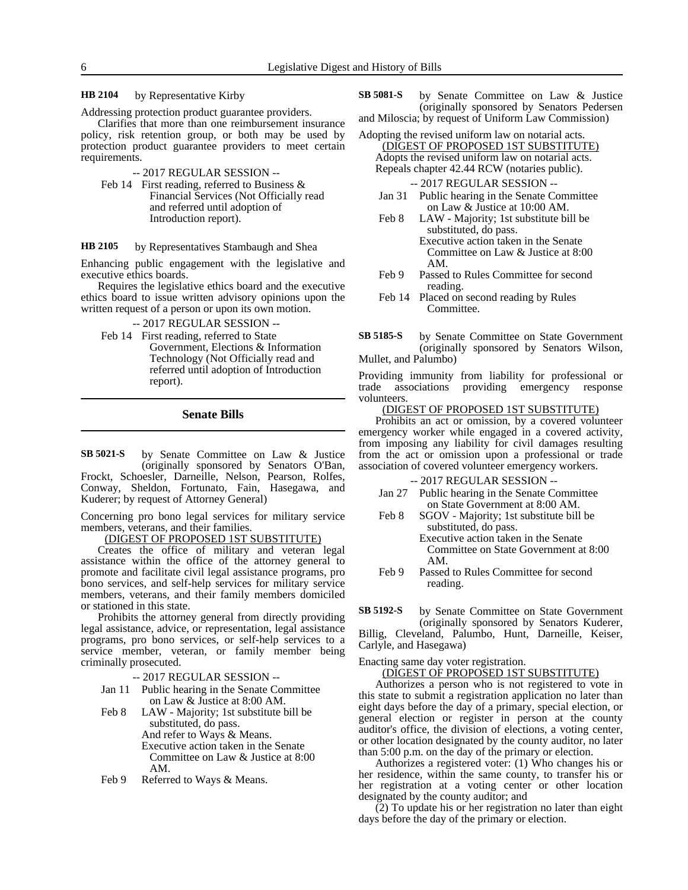**HB 2104** by Representative Kirby

Addressing protection product guarantee providers.

Clarifies that more than one reimbursement insurance policy, risk retention group, or both may be used by protection product guarantee providers to meet certain requirements.

-- 2017 REGULAR SESSION --

Feb 14 First reading, referred to Business & Financial Services (Not Officially read and referred until adoption of Introduction report).

**HB 2105** by Representatives Stambaugh and Shea

Enhancing public engagement with the legislative and executive ethics boards.

Requires the legislative ethics board and the executive ethics board to issue written advisory opinions upon the written request of a person or upon its own motion.

-- 2017 REGULAR SESSION --

Feb 14 First reading, referred to State Government, Elections & Information Technology (Not Officially read and referred until adoption of Introduction report).

## Senate Bills

**SB 5021-S** by Senate Committee on Law & Justice (originally sponsored by Senators O'Ban, Frockt, Schoesler, Darneille, Nelson, Pearson, Rolfes, Conway, Sheldon, Fortunato, Fain, Hasegawa, and Kuderer; by request of Attorney General)

Concerning pro bono legal services for military service members, veterans, and their families.

(DIGEST OF PROPOSED 1ST SUBSTITUTE)

Creates the office of military and veteran legal assistance within the office of the attorney general to promote and facilitate civil legal assistance programs, pro bono services, and self-help services for military service members, veterans, and their family members domiciled or stationed in this state.

Prohibits the attorney general from directly providing legal assistance, advice, or representation, legal assistance programs, pro bono services, or self-help services to a service member, veteran, or family member being criminally prosecuted.

-- 2017 REGULAR SESSION --

Jan 11 Public hearing in the Senate Committee on Law & Justice at 8:00 AM.

Feb 8 LAW - Majority; 1st substitute bill be substituted, do pass.
And refer to Ways & Means.
Executive action taken in the Senate Committee on Law & Justice at 8:00 AM.

Feb 9 Referred to Ways & Means.

**SB 5081-S** by Senate Committee on Law & Justice (originally sponsored by Senators Pedersen and Miloscia; by request of Uniform Law Commission)

Adopting the revised uniform law on notarial acts.

(DIGEST OF PROPOSED 1ST SUBSTITUTE)

Adopts the revised uniform law on notarial acts.

Repeals chapter 42.44 RCW (notaries public).

-- 2017 REGULAR SESSION --

Jan 31 Public hearing in the Senate Committee on Law & Justice at 10:00 AM.

Feb 8 LAW - Majority; 1st substitute bill be substituted, do pass.
Executive action taken in the Senate Committee on Law & Justice at 8:00 AM.

Feb 9 Passed to Rules Committee for second reading.

Feb 14 Placed on second reading by Rules Committee.

**SB 5185-S** by Senate Committee on State Government (originally sponsored by Senators Wilson, Mullet, and Palumbo)

Providing immunity from liability for professional or trade associations providing emergency response volunteers.

(DIGEST OF PROPOSED 1ST SUBSTITUTE)

Prohibits an act or omission, by a covered volunteer emergency worker while engaged in a covered activity, from imposing any liability for civil damages resulting from the act or omission upon a professional or trade association of covered volunteer emergency workers.

-- 2017 REGULAR SESSION --

Jan 27 Public hearing in the Senate Committee on State Government at 8:00 AM.

Feb 8 SGOV - Majority; 1st substitute bill be substituted, do pass.
Executive action taken in the Senate Committee on State Government at 8:00 AM.

Feb 9 Passed to Rules Committee for second reading.

**SB 5192-S** by Senate Committee on State Government (originally sponsored by Senators Kuderer, Billig, Cleveland, Palumbo, Hunt, Darneille, Keiser, Carlyle, and Hasegawa)

Enacting same day voter registration.

(DIGEST OF PROPOSED 1ST SUBSTITUTE)

Authorizes a person who is not registered to vote in this state to submit a registration application no later than eight days before the day of a primary, special election, or general election or register in person at the county auditor's office, the division of elections, a voting center, or other location designated by the county auditor, no later than 5:00 p.m. on the day of the primary or election.

Authorizes a registered voter: (1) Who changes his or her residence, within the same county, to transfer his or her registration at a voting center or other location designated by the county auditor; and

(2) To update his or her registration no later than eight days before the day of the primary or election.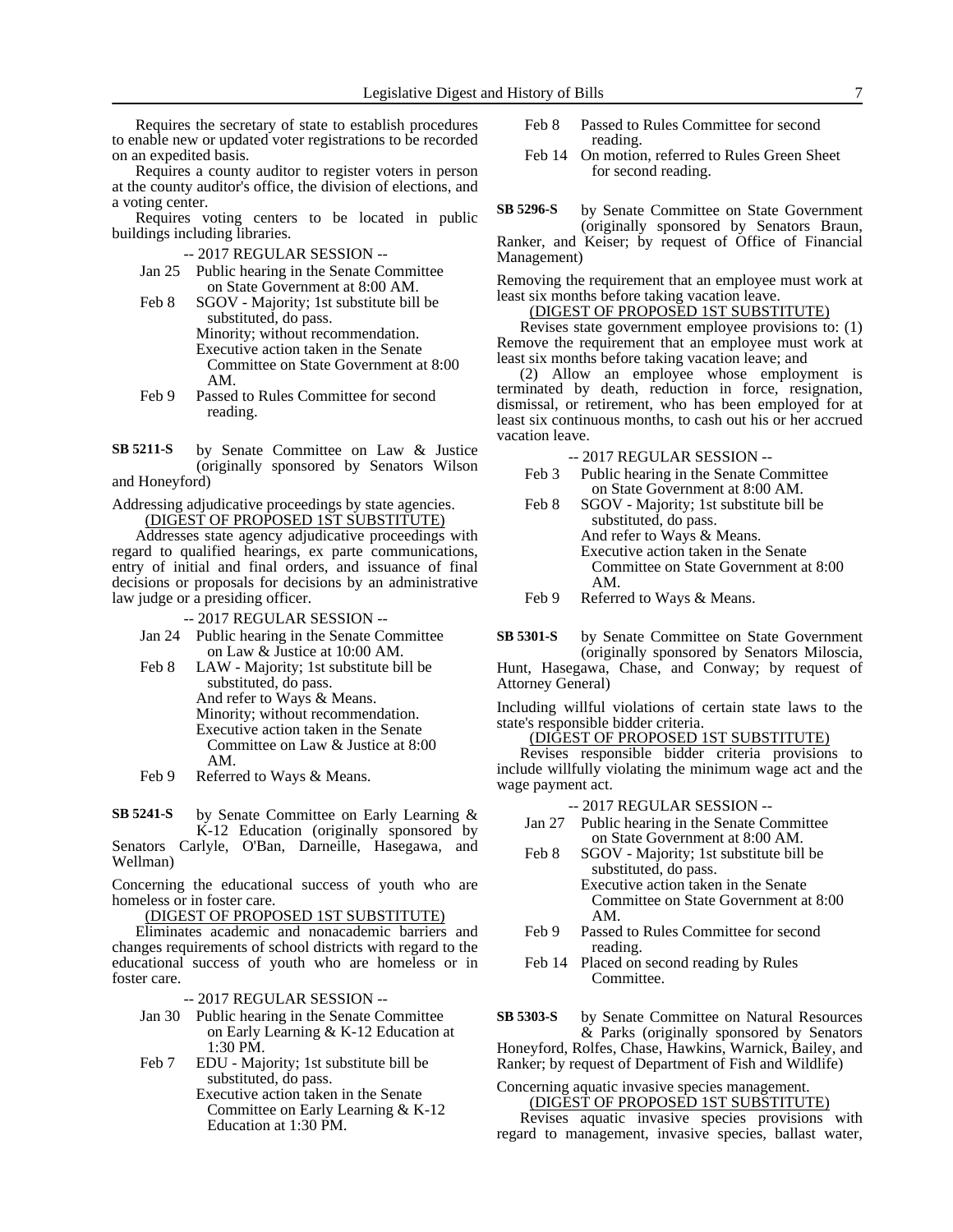Requires the secretary of state to establish procedures to enable new or updated voter registrations to be recorded on an expedited basis.

Requires a county auditor to register voters in person at the county auditor's office, the division of elections, and a voting center.

Requires voting centers to be located in public buildings including libraries.

-- 2017 REGULAR SESSION --

Jan 25 Public hearing in the Senate Committee on State Government at 8:00 AM.

Feb 8 SGOV - Majority; 1st substitute bill be substituted, do pass.
Minority; without recommendation.
Executive action taken in the Senate Committee on State Government at 8:00 AM.

Feb 9 Passed to Rules Committee for second reading.

**SB 5211-S** by Senate Committee on Law & Justice (originally sponsored by Senators Wilson and Honeyford)

Addressing adjudicative proceedings by state agencies.

(DIGEST OF PROPOSED 1ST SUBSTITUTE)

Addresses state agency adjudicative proceedings with regard to qualified hearings, ex parte communications, entry of initial and final orders, and issuance of final decisions or proposals for decisions by an administrative law judge or a presiding officer.

-- 2017 REGULAR SESSION --

Jan 24 Public hearing in the Senate Committee on Law & Justice at 10:00 AM.

Feb 8 LAW - Majority; 1st substitute bill be substituted, do pass.
And refer to Ways & Means.
Minority; without recommendation.
Executive action taken in the Senate Committee on Law & Justice at 8:00 AM.

Feb 9 Referred to Ways & Means.

**SB 5241-S** by Senate Committee on Early Learning & K-12 Education (originally sponsored by Senators Carlyle, O'Ban, Darneille, Hasegawa, and Wellman)

Concerning the educational success of youth who are homeless or in foster care.

(DIGEST OF PROPOSED 1ST SUBSTITUTE)

Eliminates academic and nonacademic barriers and changes requirements of school districts with regard to the educational success of youth who are homeless or in foster care.

-- 2017 REGULAR SESSION --

Jan 30 Public hearing in the Senate Committee on Early Learning & K-12 Education at 1:30 PM.

Feb 7 EDU - Majority; 1st substitute bill be substituted, do pass.
Executive action taken in the Senate Committee on Early Learning & K-12 Education at 1:30 PM.

Feb 8 Passed to Rules Committee for second reading.

Feb 14 On motion, referred to Rules Green Sheet for second reading.

**SB 5296-S** by Senate Committee on State Government (originally sponsored by Senators Braun, Ranker, and Keiser; by request of Office of Financial Management)

Removing the requirement that an employee must work at least six months before taking vacation leave.

(DIGEST OF PROPOSED 1ST SUBSTITUTE)

Revises state government employee provisions to: (1) Remove the requirement that an employee must work at least six months before taking vacation leave; and

(2) Allow an employee whose employment is terminated by death, reduction in force, resignation, dismissal, or retirement, who has been employed for at least six continuous months, to cash out his or her accrued vacation leave.

-- 2017 REGULAR SESSION --

Feb 3 Public hearing in the Senate Committee on State Government at 8:00 AM.

Feb 8 SGOV - Majority; 1st substitute bill be substituted, do pass.
And refer to Ways & Means.
Executive action taken in the Senate Committee on State Government at 8:00 AM.

Feb 9 Referred to Ways & Means.

**SB 5301-S** by Senate Committee on State Government (originally sponsored by Senators Miloscia, Hunt, Hasegawa, Chase, and Conway; by request of Attorney General)

Including willful violations of certain state laws to the state's responsible bidder criteria.

(DIGEST OF PROPOSED 1ST SUBSTITUTE)

Revises responsible bidder criteria provisions to include willfully violating the minimum wage act and the wage payment act.

-- 2017 REGULAR SESSION --

Jan 27 Public hearing in the Senate Committee on State Government at 8:00 AM.

Feb 8 SGOV - Majority; 1st substitute bill be substituted, do pass.
Executive action taken in the Senate Committee on State Government at 8:00 AM.

Feb 9 Passed to Rules Committee for second reading.

Feb 14 Placed on second reading by Rules Committee.

**SB 5303-S** by Senate Committee on Natural Resources & Parks (originally sponsored by Senators Honeyford, Rolfes, Chase, Hawkins, Warnick, Bailey, and Ranker; by request of Department of Fish and Wildlife)

Concerning aquatic invasive species management.

(DIGEST OF PROPOSED 1ST SUBSTITUTE)

Revises aquatic invasive species provisions with regard to management, invasive species, ballast water,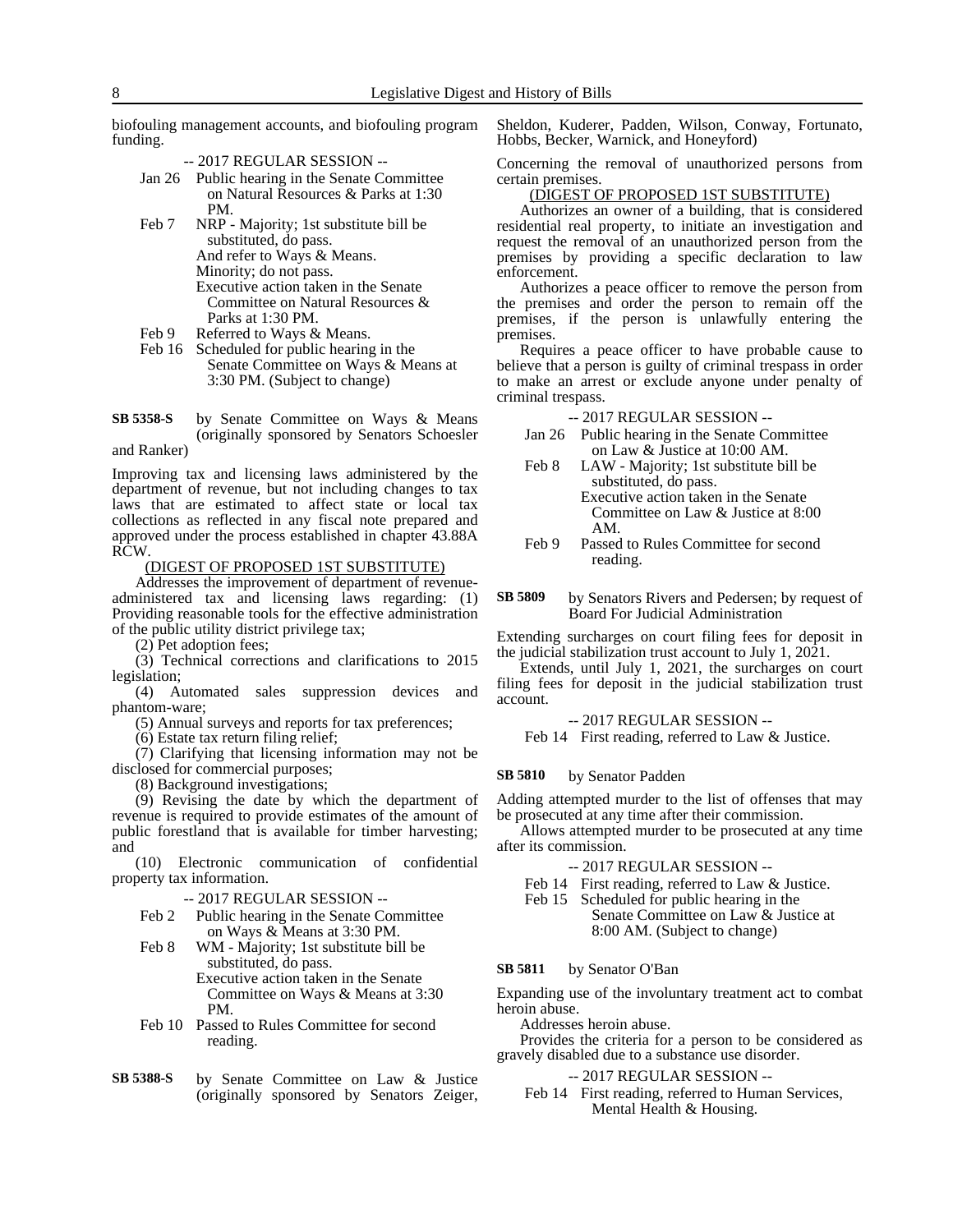biofouling management accounts, and biofouling program funding.

-- 2017 REGULAR SESSION --

Jan 26 Public hearing in the Senate Committee on Natural Resources & Parks at 1:30 PM.

Feb 7 NRP - Majority; 1st substitute bill be substituted, do pass.
And refer to Ways & Means.
Minority; do not pass.
Executive action taken in the Senate Committee on Natural Resources & Parks at 1:30 PM.

Feb 9 Referred to Ways & Means.

Feb 16 Scheduled for public hearing in the Senate Committee on Ways & Means at 3:30 PM. (Subject to change)

**SB 5358-S** by Senate Committee on Ways & Means (originally sponsored by Senators Schoesler and Ranker)

Improving tax and licensing laws administered by the department of revenue, but not including changes to tax laws that are estimated to affect state or local tax collections as reflected in any fiscal note prepared and approved under the process established in chapter 43.88A RCW.

(DIGEST OF PROPOSED 1ST SUBSTITUTE)

Addresses the improvement of department of revenue-administered tax and licensing laws regarding: (1) Providing reasonable tools for the effective administration of the public utility district privilege tax;

(2) Pet adoption fees;

(3) Technical corrections and clarifications to 2015 legislation;

(4) Automated sales suppression devices and phantom-ware;

(5) Annual surveys and reports for tax preferences;

(6) Estate tax return filing relief;

(7) Clarifying that licensing information may not be disclosed for commercial purposes;

(8) Background investigations;

(9) Revising the date by which the department of revenue is required to provide estimates of the amount of public forestland that is available for timber harvesting; and

(10) Electronic communication of confidential property tax information.

-- 2017 REGULAR SESSION --

Feb 2 Public hearing in the Senate Committee on Ways & Means at 3:30 PM.

Feb 8 WM - Majority; 1st substitute bill be substituted, do pass.
Executive action taken in the Senate Committee on Ways & Means at 3:30 PM.

Feb 10 Passed to Rules Committee for second reading.

**SB 5388-S** by Senate Committee on Law & Justice (originally sponsored by Senators Zeiger, Sheldon, Kuderer, Padden, Wilson, Conway, Fortunato, Hobbs, Becker, Warnick, and Honeyford)

Concerning the removal of unauthorized persons from certain premises.

(DIGEST OF PROPOSED 1ST SUBSTITUTE)

Authorizes an owner of a building, that is considered residential real property, to initiate an investigation and request the removal of an unauthorized person from the premises by providing a specific declaration to law enforcement.

Authorizes a peace officer to remove the person from the premises and order the person to remain off the premises, if the person is unlawfully entering the premises.

Requires a peace officer to have probable cause to believe that a person is guilty of criminal trespass in order to make an arrest or exclude anyone under penalty of criminal trespass.

-- 2017 REGULAR SESSION --

Jan 26 Public hearing in the Senate Committee on Law & Justice at 10:00 AM.

Feb 8 LAW - Majority; 1st substitute bill be substituted, do pass.
Executive action taken in the Senate Committee on Law & Justice at 8:00 AM.

Feb 9 Passed to Rules Committee for second reading.

**SB 5809** by Senators Rivers and Pedersen; by request of Board For Judicial Administration

Extending surcharges on court filing fees for deposit in the judicial stabilization trust account to July 1, 2021.

Extends, until July 1, 2021, the surcharges on court filing fees for deposit in the judicial stabilization trust account.

-- 2017 REGULAR SESSION --

Feb 14 First reading, referred to Law & Justice.

**SB 5810** by Senator Padden

Adding attempted murder to the list of offenses that may be prosecuted at any time after their commission.

Allows attempted murder to be prosecuted at any time after its commission.

-- 2017 REGULAR SESSION --

Feb 14 First reading, referred to Law & Justice.

Feb 15 Scheduled for public hearing in the Senate Committee on Law & Justice at 8:00 AM. (Subject to change)

**SB 5811** by Senator O'Ban

Expanding use of the involuntary treatment act to combat heroin abuse.

Addresses heroin abuse.

Provides the criteria for a person to be considered as gravely disabled due to a substance use disorder.

-- 2017 REGULAR SESSION --

Feb 14 First reading, referred to Human Services, Mental Health & Housing.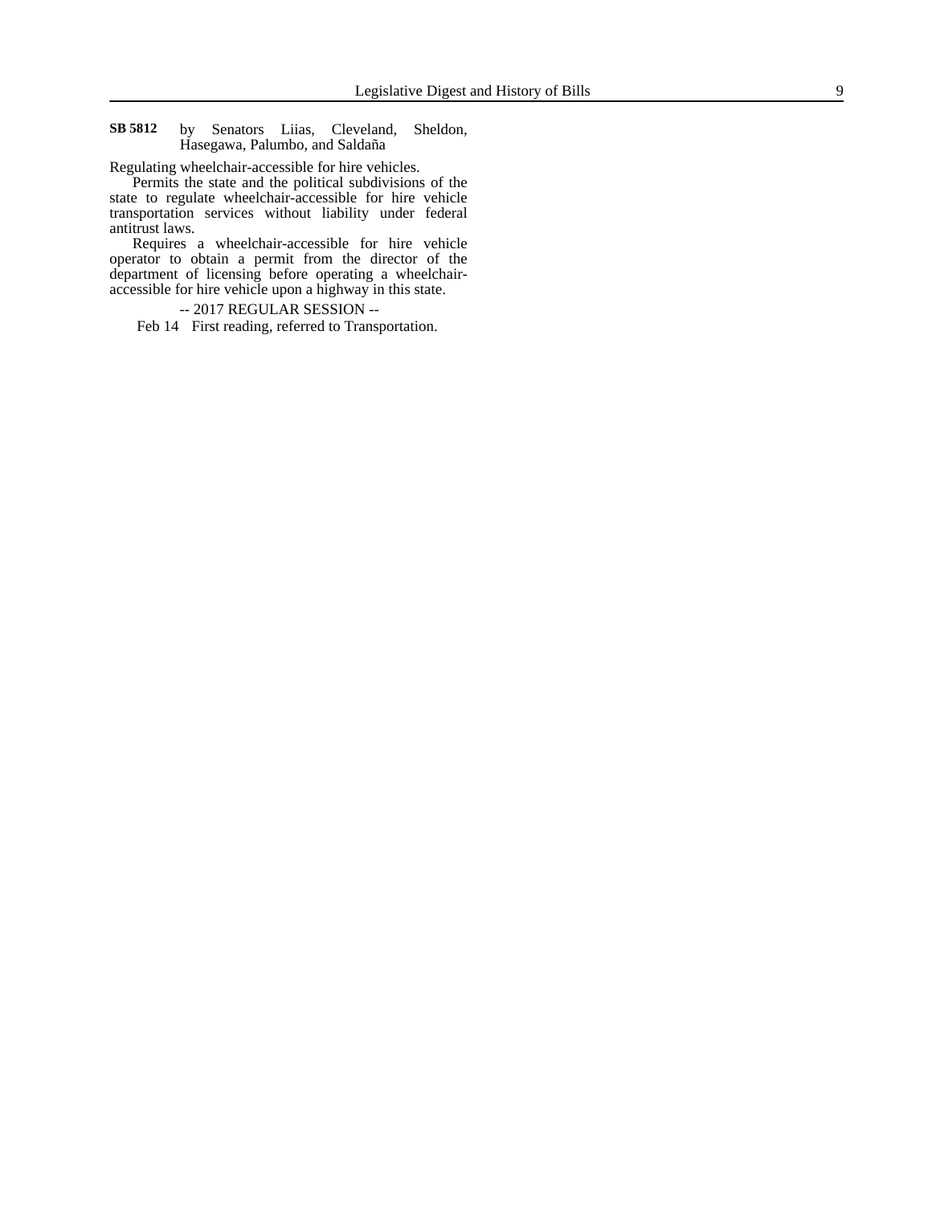**SB 5812** by Senators Liias, Cleveland, Sheldon, Hasegawa, Palumbo, and Saldaña

Regulating wheelchair-accessible for hire vehicles.

Permits the state and the political subdivisions of the state to regulate wheelchair-accessible for hire vehicle transportation services without liability under federal antitrust laws.

Requires a wheelchair-accessible for hire vehicle operator to obtain a permit from the director of the department of licensing before operating a wheelchair-accessible for hire vehicle upon a highway in this state.

-- 2017 REGULAR SESSION --

Feb 14 First reading, referred to Transportation.